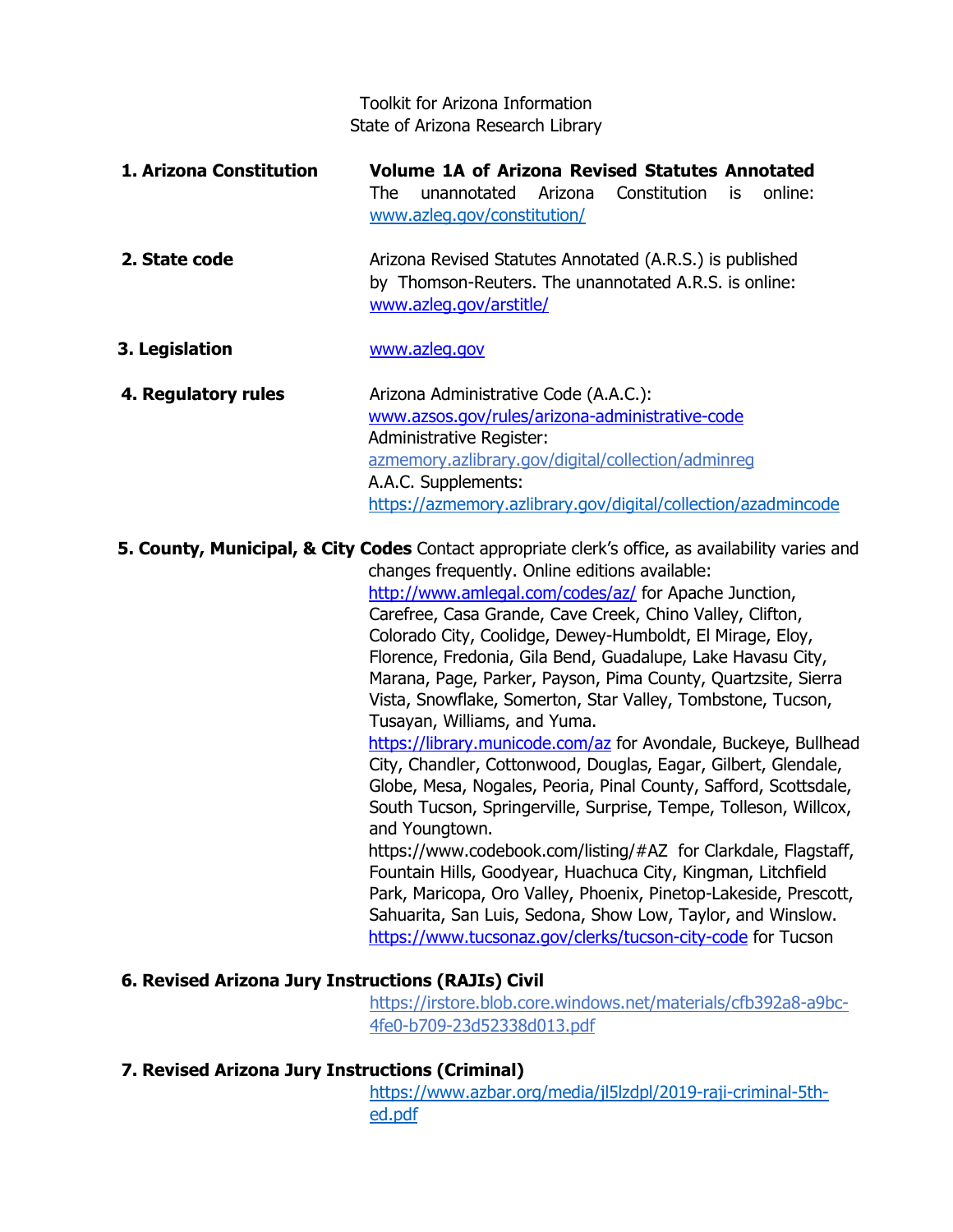Toolkit for Arizona Information
State of Arizona Research Library

**1. Arizona Constitution**

**Volume 1A of Arizona Revised Statutes Annotated**
The unannotated Arizona Constitution is online: www.azleg.gov/constitution/

**2. State code**

Arizona Revised Statutes Annotated (A.R.S.) is published by Thomson-Reuters. The unannotated A.R.S. is online: www.azleg.gov/arstitle/

**3. Legislation**

www.azleg.gov

**4. Regulatory rules**

Arizona Administrative Code (A.A.C.): www.azsos.gov/rules/arizona-administrative-code
Administrative Register: azmemory.azlibrary.gov/digital/collection/adminreg
A.A.C. Supplements: https://azmemory.azlibrary.gov/digital/collection/azadmincode

**5. County, Municipal, & City Codes**

Contact appropriate clerk's office, as availability varies and changes frequently. Online editions available:

http://www.amlegal.com/codes/az/ for Apache Junction, Carefree, Casa Grande, Cave Creek, Chino Valley, Clifton, Colorado City, Coolidge, Dewey-Humboldt, El Mirage, Eloy, Florence, Fredonia, Gila Bend, Guadalupe, Lake Havasu City, Marana, Page, Parker, Payson, Pima County, Quartzsite, Sierra Vista, Snowflake, Somerton, Star Valley, Tombstone, Tucson, Tusayan, Williams, and Yuma.

https://library.municode.com/az for Avondale, Buckeye, Bullhead City, Chandler, Cottonwood, Douglas, Eagar, Gilbert, Glendale, Globe, Mesa, Nogales, Peoria, Pinal County, Safford, Scottsdale, South Tucson, Springerville, Surprise, Tempe, Tolleson, Willcox, and Youngtown.

https://www.codebook.com/listing/#AZ for Clarkdale, Flagstaff, Fountain Hills, Goodyear, Huachuca City, Kingman, Litchfield Park, Maricopa, Oro Valley, Phoenix, Pinetop-Lakeside, Prescott, Sahuarita, San Luis, Sedona, Show Low, Taylor, and Winslow.

https://www.tucsonaz.gov/clerks/tucson-city-code for Tucson

**6. Revised Arizona Jury Instructions (RAJIs) Civil**

https://irstore.blob.core.windows.net/materials/cfb392a8-a9bc-4fe0-b709-23d52338d013.pdf

**7. Revised Arizona Jury Instructions (Criminal)**

https://www.azbar.org/media/jl5lzdpl/2019-raji-criminal-5th-ed.pdf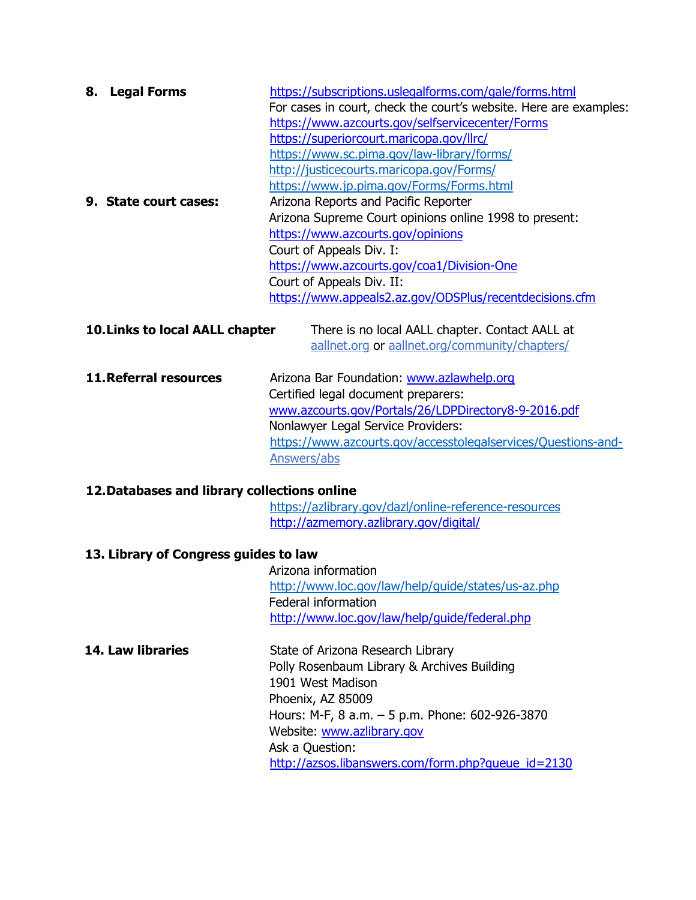**8. Legal Forms**

https://subscriptions.uslegalforms.com/gale/forms.html
For cases in court, check the court's website. Here are examples:
https://www.azcourts.gov/selfservicecenter/Forms
https://superiorcourt.maricopa.gov/llrc/
https://www.sc.pima.gov/law-library/forms/
http://justicecourts.maricopa.gov/Forms/
https://www.jp.pima.gov/Forms/Forms.html

**9. State court cases:**

Arizona Reports and Pacific Reporter
Arizona Supreme Court opinions online 1998 to present:
https://www.azcourts.gov/opinions
Court of Appeals Div. I:
https://www.azcourts.gov/coa1/Division-One
Court of Appeals Div. II:
https://www.appeals2.az.gov/ODSPlus/recentdecisions.cfm

**10. Links to local AALL chapter**

There is no local AALL chapter. Contact AALL at aallnet.org or aallnet.org/community/chapters/

**11. Referral resources**

Arizona Bar Foundation: www.azlawhelp.org
Certified legal document preparers:
www.azcourts.gov/Portals/26/LDPDirectory8-9-2016.pdf
Nonlawyer Legal Service Providers:
https://www.azcourts.gov/accesstolegalservices/Questions-and-Answers/abs

**12. Databases and library collections online**

https://azlibrary.gov/dazl/online-reference-resources
http://azmemory.azlibrary.gov/digital/

**13. Library of Congress guides to law**

Arizona information
http://www.loc.gov/law/help/guide/states/us-az.php
Federal information
http://www.loc.gov/law/help/guide/federal.php

**14. Law libraries**

State of Arizona Research Library
Polly Rosenbaum Library & Archives Building
1901 West Madison
Phoenix, AZ 85009
Hours: M-F, 8 a.m. – 5 p.m. Phone: 602-926-3870
Website: www.azlibrary.gov
Ask a Question:
http://azsos.libanswers.com/form.php?queue_id=2130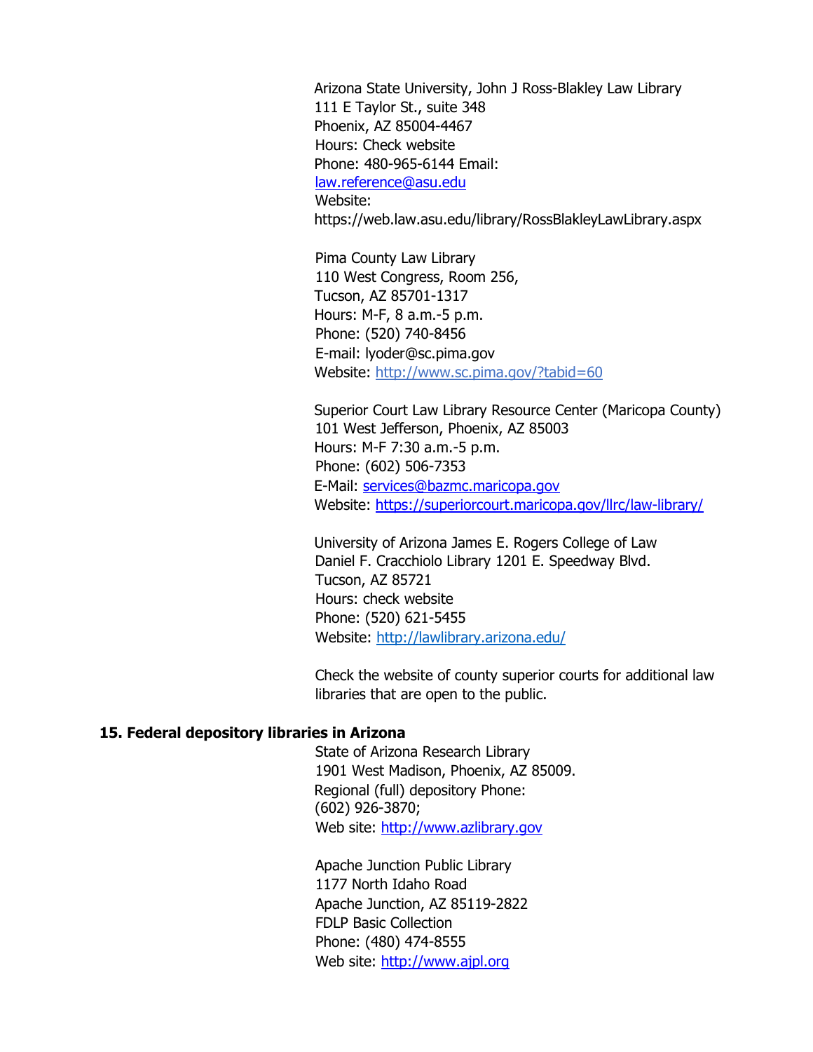Arizona State University, John J Ross-Blakley Law Library
111 E Taylor St., suite 348
Phoenix, AZ 85004-4467
Hours: Check website
Phone: 480-965-6144 Email:
law.reference@asu.edu
Website:
https://web.law.asu.edu/library/RossBlakleyLawLibrary.aspx

Pima County Law Library
110 West Congress, Room 256,
Tucson, AZ 85701-1317
Hours: M-F, 8 a.m.-5 p.m.
Phone: (520) 740-8456
E-mail: lyoder@sc.pima.gov
Website: http://www.sc.pima.gov/?tabid=60

Superior Court Law Library Resource Center (Maricopa County)
101 West Jefferson, Phoenix, AZ 85003
Hours: M-F 7:30 a.m.-5 p.m.
Phone: (602) 506-7353
E-Mail: services@bazmc.maricopa.gov
Website: https://superiorcourt.maricopa.gov/llrc/law-library/

University of Arizona James E. Rogers College of Law
Daniel F. Cracchiolo Library 1201 E. Speedway Blvd.
Tucson, AZ 85721
Hours: check website
Phone: (520) 621-5455
Website: http://lawlibrary.arizona.edu/

Check the website of county superior courts for additional law libraries that are open to the public.

**15. Federal depository libraries in Arizona**

State of Arizona Research Library
1901 West Madison, Phoenix, AZ 85009.
Regional (full) depository Phone:
(602) 926-3870;
Web site: http://www.azlibrary.gov

Apache Junction Public Library
1177 North Idaho Road
Apache Junction, AZ 85119-2822
FDLP Basic Collection
Phone: (480) 474-8555
Web site: http://www.ajpl.org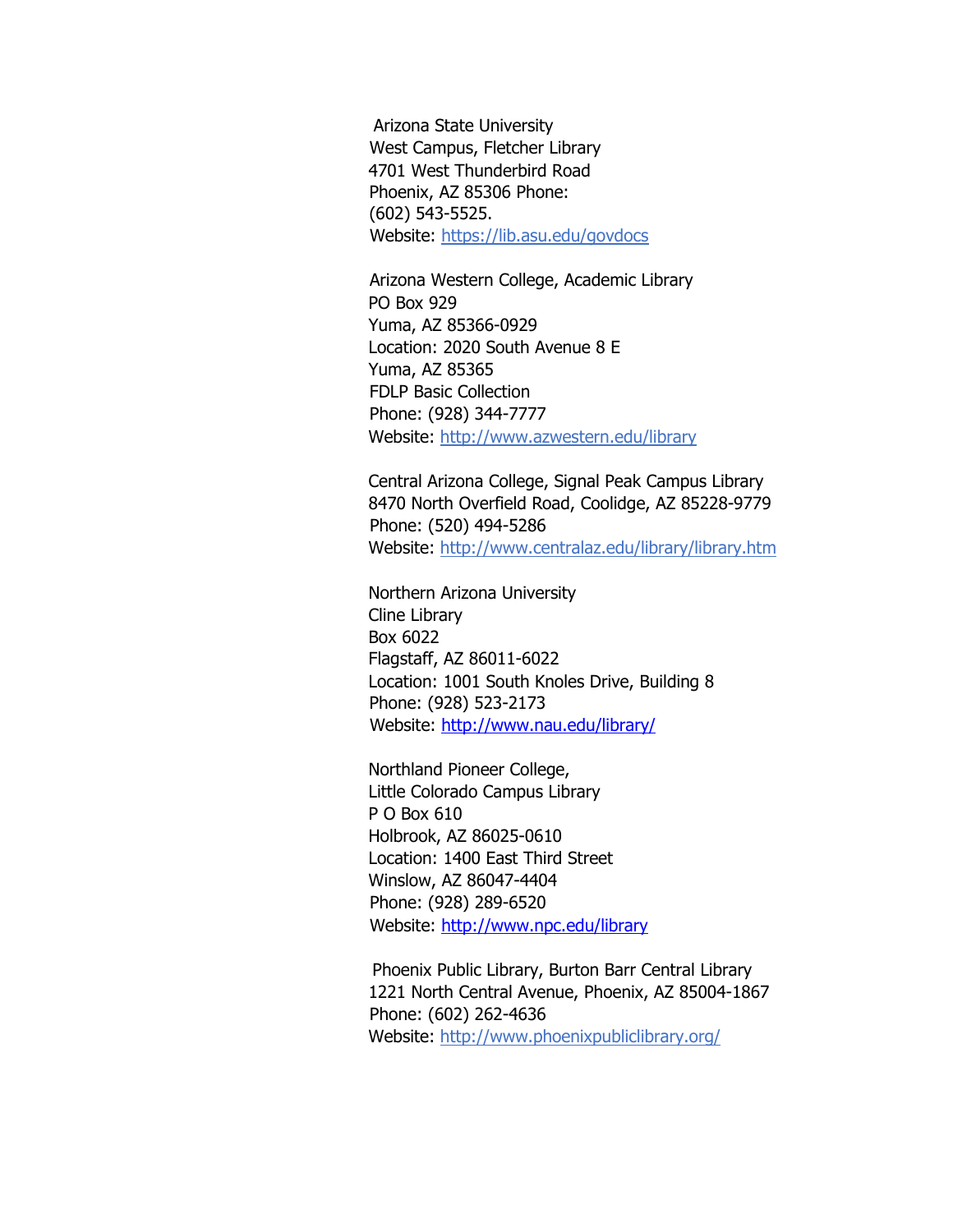Arizona State University
West Campus, Fletcher Library
4701 West Thunderbird Road
Phoenix, AZ 85306 Phone:
(602) 543-5525.
Website: https://lib.asu.edu/govdocs

Arizona Western College, Academic Library
PO Box 929
Yuma, AZ 85366-0929
Location: 2020 South Avenue 8 E
Yuma, AZ 85365
FDLP Basic Collection
Phone: (928) 344-7777
Website: http://www.azwestern.edu/library

Central Arizona College, Signal Peak Campus Library
8470 North Overfield Road, Coolidge, AZ 85228-9779
Phone: (520) 494-5286
Website: http://www.centralaz.edu/library/library.htm

Northern Arizona University
Cline Library
Box 6022
Flagstaff, AZ 86011-6022
Location: 1001 South Knoles Drive, Building 8
Phone: (928) 523-2173
Website: http://www.nau.edu/library/

Northland Pioneer College,
Little Colorado Campus Library
P O Box 610
Holbrook, AZ 86025-0610
Location: 1400 East Third Street
Winslow, AZ 86047-4404
Phone: (928) 289-6520
Website: http://www.npc.edu/library

Phoenix Public Library, Burton Barr Central Library
1221 North Central Avenue, Phoenix, AZ 85004-1867
Phone: (602) 262-4636
Website: http://www.phoenixpubliclibrary.org/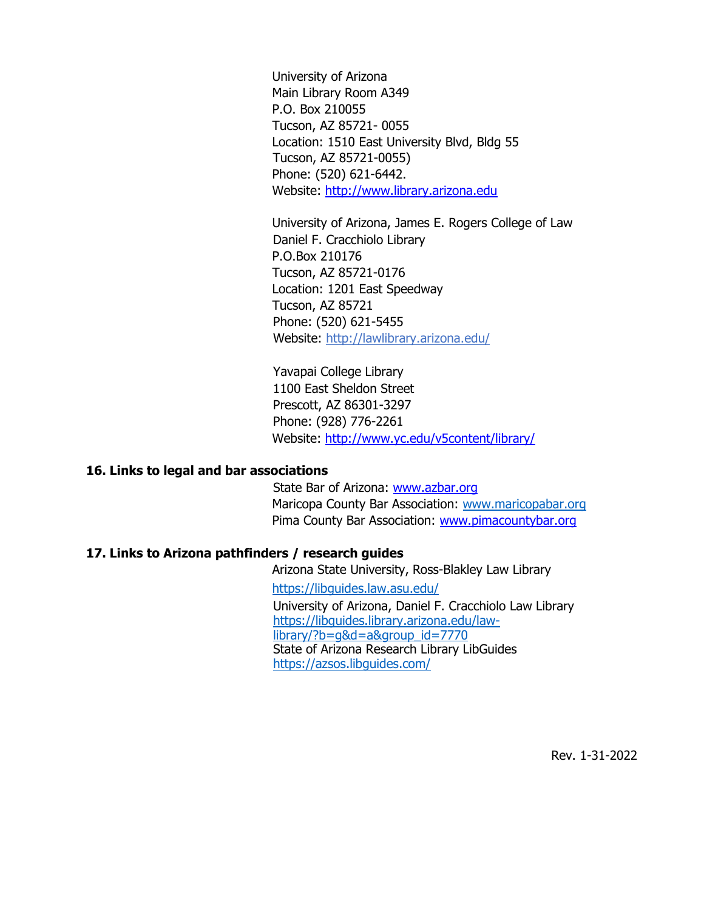University of Arizona
Main Library Room A349
P.O. Box 210055
Tucson, AZ 85721- 0055
Location: 1510 East University Blvd, Bldg 55
Tucson, AZ 85721-0055)
Phone: (520) 621-6442.
Website: http://www.library.arizona.edu

University of Arizona, James E. Rogers College of Law
Daniel F. Cracchiolo Library
P.O.Box 210176
Tucson, AZ 85721-0176
Location: 1201 East Speedway
Tucson, AZ 85721
Phone: (520) 621-5455
Website: http://lawlibrary.arizona.edu/

Yavapai College Library
1100 East Sheldon Street
Prescott, AZ 86301-3297
Phone: (928) 776-2261
Website: http://www.yc.edu/v5content/library/

**16. Links to legal and bar associations**

State Bar of Arizona: www.azbar.org
Maricopa County Bar Association: www.maricopabar.org
Pima County Bar Association: www.pimacountybar.org

**17. Links to Arizona pathfinders / research guides**

Arizona State University, Ross-Blakley Law Library
https://libguides.law.asu.edu/
University of Arizona, Daniel F. Cracchiolo Law Library
https://libguides.library.arizona.edu/law-library/?b=g&d=a&group_id=7770
State of Arizona Research Library LibGuides
https://azsos.libguides.com/

Rev. 1-31-2022